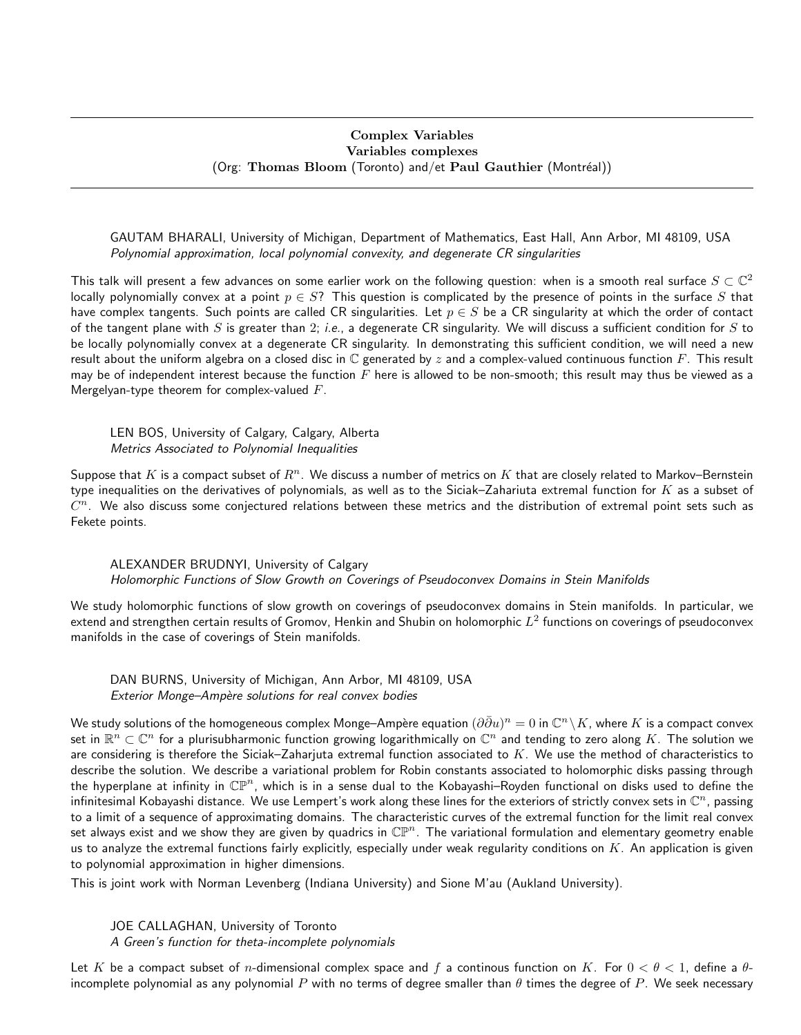## Complex Variables
## Variables complexes
(Org: **Thomas Bloom** (Toronto) and/et **Paul Gauthier** (Montréal))

---

GAUTAM BHARALI, University of Michigan, Department of Mathematics, East Hall, Ann Arbor, MI 48109, USA
*Polynomial approximation, local polynomial convexity, and degenerate CR singularities*

This talk will present a few advances on some earlier work on the following question: when is a smooth real surface $S \subset \mathbb{C}^2$ locally polynomially convex at a point $p \in S$? This question is complicated by the presence of points in the surface $S$ that have complex tangents. Such points are called CR singularities. Let $p \in S$ be a CR singularity at which the order of contact of the tangent plane with $S$ is greater than 2; *i.e.*, a degenerate CR singularity. We will discuss a sufficient condition for $S$ to be locally polynomially convex at a degenerate CR singularity. In demonstrating this sufficient condition, we will need a new result about the uniform algebra on a closed disc in $\mathbb{C}$ generated by $z$ and a complex-valued continuous function $F$. This result may be of independent interest because the function $F$ here is allowed to be non-smooth; this result may thus be viewed as a Mergelyan-type theorem for complex-valued $F$.

LEN BOS, University of Calgary, Calgary, Alberta
*Metrics Associated to Polynomial Inequalities*

Suppose that $K$ is a compact subset of $R^n$. We discuss a number of metrics on $K$ that are closely related to Markov–Bernstein type inequalities on the derivatives of polynomials, as well as to the Siciak–Zahariuta extremal function for $K$ as a subset of $C^n$. We also discuss some conjectured relations between these metrics and the distribution of extremal point sets such as Fekete points.

ALEXANDER BRUDNYI, University of Calgary
*Holomorphic Functions of Slow Growth on Coverings of Pseudoconvex Domains in Stein Manifolds*

We study holomorphic functions of slow growth on coverings of pseudoconvex domains in Stein manifolds. In particular, we extend and strengthen certain results of Gromov, Henkin and Shubin on holomorphic $L^2$ functions on coverings of pseudoconvex manifolds in the case of coverings of Stein manifolds.

DAN BURNS, University of Michigan, Ann Arbor, MI 48109, USA
*Exterior Monge–Ampère solutions for real convex bodies*

We study solutions of the homogeneous complex Monge–Ampère equation $(\partial\bar{\partial}u)^n = 0$ in $\mathbb{C}^n \setminus K$, where $K$ is a compact convex set in $\mathbb{R}^n \subset \mathbb{C}^n$ for a plurisubharmonic function growing logarithmically on $\mathbb{C}^n$ and tending to zero along $K$. The solution we are considering is therefore the Siciak–Zaharjuta extremal function associated to $K$. We use the method of characteristics to describe the solution. We describe a variational problem for Robin constants associated to holomorphic disks passing through the hyperplane at infinity in $\mathbb{CP}^n$, which is in a sense dual to the Kobayashi–Royden functional on disks used to define the infinitesimal Kobayashi distance. We use Lempert's work along these lines for the exteriors of strictly convex sets in $\mathbb{C}^n$, passing to a limit of a sequence of approximating domains. The characteristic curves of the extremal function for the limit real convex set always exist and we show they are given by quadrics in $\mathbb{CP}^n$. The variational formulation and elementary geometry enable us to analyze the extremal functions fairly explicitly, especially under weak regularity conditions on $K$. An application is given to polynomial approximation in higher dimensions.

This is joint work with Norman Levenberg (Indiana University) and Sione M'au (Aukland University).

JOE CALLAGHAN, University of Toronto
*A Green's function for theta-incomplete polynomials*

Let $K$ be a compact subset of $n$-dimensional complex space and $f$ a continous function on $K$. For $0 < \theta < 1$, define a $\theta$-incomplete polynomial as any polynomial $P$ with no terms of degree smaller than $\theta$ times the degree of $P$. We seek necessary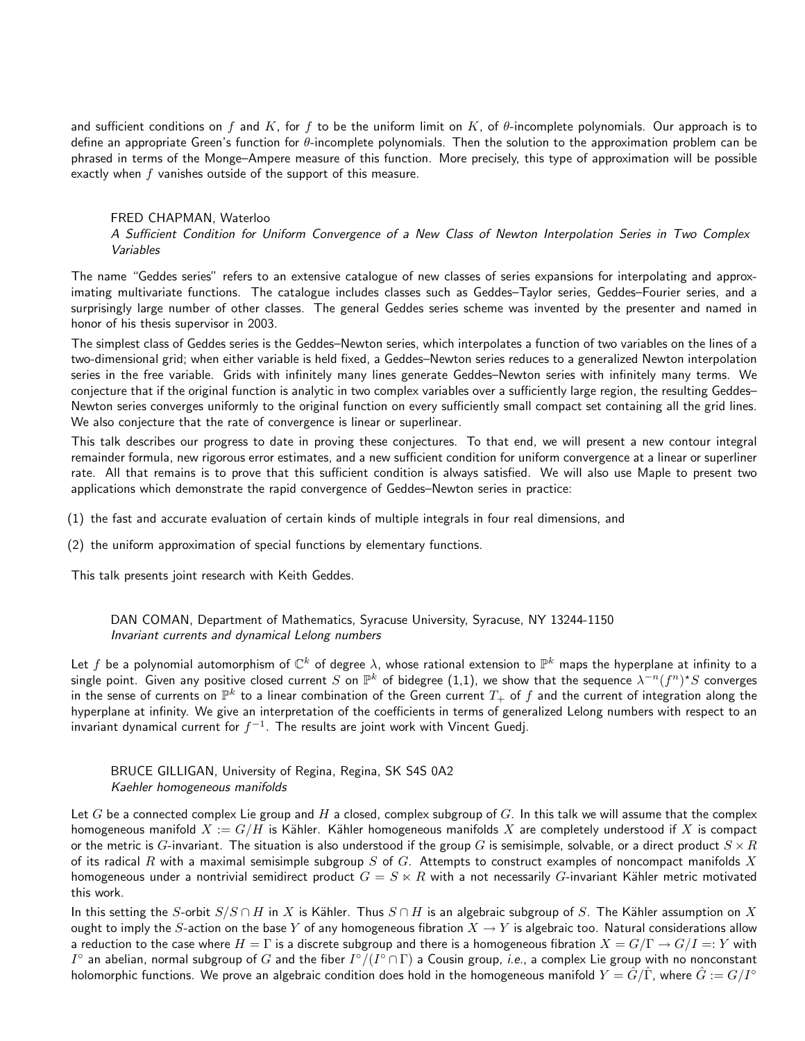and sufficient conditions on $f$ and $K$, for $f$ to be the uniform limit on $K$, of $\theta$-incomplete polynomials. Our approach is to define an appropriate Green's function for $\theta$-incomplete polynomials. Then the solution to the approximation problem can be phrased in terms of the Monge–Ampere measure of this function. More precisely, this type of approximation will be possible exactly when $f$ vanishes outside of the support of this measure.

FRED CHAPMAN, Waterloo
*A Sufficient Condition for Uniform Convergence of a New Class of Newton Interpolation Series in Two Complex Variables*

The name "Geddes series" refers to an extensive catalogue of new classes of series expansions for interpolating and approximating multivariate functions. The catalogue includes classes such as Geddes–Taylor series, Geddes–Fourier series, and a surprisingly large number of other classes. The general Geddes series scheme was invented by the presenter and named in honor of his thesis supervisor in 2003.

The simplest class of Geddes series is the Geddes–Newton series, which interpolates a function of two variables on the lines of a two-dimensional grid; when either variable is held fixed, a Geddes–Newton series reduces to a generalized Newton interpolation series in the free variable. Grids with infinitely many lines generate Geddes–Newton series with infinitely many terms. We conjecture that if the original function is analytic in two complex variables over a sufficiently large region, the resulting Geddes–Newton series converges uniformly to the original function on every sufficiently small compact set containing all the grid lines. We also conjecture that the rate of convergence is linear or superlinear.

This talk describes our progress to date in proving these conjectures. To that end, we will present a new contour integral remainder formula, new rigorous error estimates, and a new sufficient condition for uniform convergence at a linear or superliner rate. All that remains is to prove that this sufficient condition is always satisfied. We will also use Maple to present two applications which demonstrate the rapid convergence of Geddes–Newton series in practice:

(1) the fast and accurate evaluation of certain kinds of multiple integrals in four real dimensions, and

(2) the uniform approximation of special functions by elementary functions.

This talk presents joint research with Keith Geddes.

DAN COMAN, Department of Mathematics, Syracuse University, Syracuse, NY 13244-1150
*Invariant currents and dynamical Lelong numbers*

Let $f$ be a polynomial automorphism of $\mathbb{C}^k$ of degree $\lambda$, whose rational extension to $\mathbb{P}^k$ maps the hyperplane at infinity to a single point. Given any positive closed current $S$ on $\mathbb{P}^k$ of bidegree (1,1), we show that the sequence $\lambda^{-n}(f^n)^\star S$ converges in the sense of currents on $\mathbb{P}^k$ to a linear combination of the Green current $T_+$ of $f$ and the current of integration along the hyperplane at infinity. We give an interpretation of the coefficients in terms of generalized Lelong numbers with respect to an invariant dynamical current for $f^{-1}$. The results are joint work with Vincent Guedj.

BRUCE GILLIGAN, University of Regina, Regina, SK S4S 0A2
*Kaehler homogeneous manifolds*

Let $G$ be a connected complex Lie group and $H$ a closed, complex subgroup of $G$. In this talk we will assume that the complex homogeneous manifold $X := G/H$ is Kähler. Kähler homogeneous manifolds $X$ are completely understood if $X$ is compact or the metric is $G$-invariant. The situation is also understood if the group $G$ is semisimple, solvable, or a direct product $S \times R$ of its radical $R$ with a maximal semisimple subgroup $S$ of $G$. Attempts to construct examples of noncompact manifolds $X$ homogeneous under a nontrivial semidirect product $G = S \ltimes R$ with a not necessarily $G$-invariant Kähler metric motivated this work.

In this setting the $S$-orbit $S/S \cap H$ in $X$ is Kähler. Thus $S \cap H$ is an algebraic subgroup of $S$. The Kähler assumption on $X$ ought to imply the $S$-action on the base $Y$ of any homogeneous fibration $X \to Y$ is algebraic too. Natural considerations allow a reduction to the case where $H = \Gamma$ is a discrete subgroup and there is a homogeneous fibration $X = G/\Gamma \to G/I =: Y$ with $I^\circ$ an abelian, normal subgroup of $G$ and the fiber $I^\circ/(I^\circ \cap \Gamma)$ a Cousin group, *i.e.*, a complex Lie group with no nonconstant holomorphic functions. We prove an algebraic condition does hold in the homogeneous manifold $Y = \hat{G}/\hat{\Gamma}$, where $\hat{G} := G/I^\circ$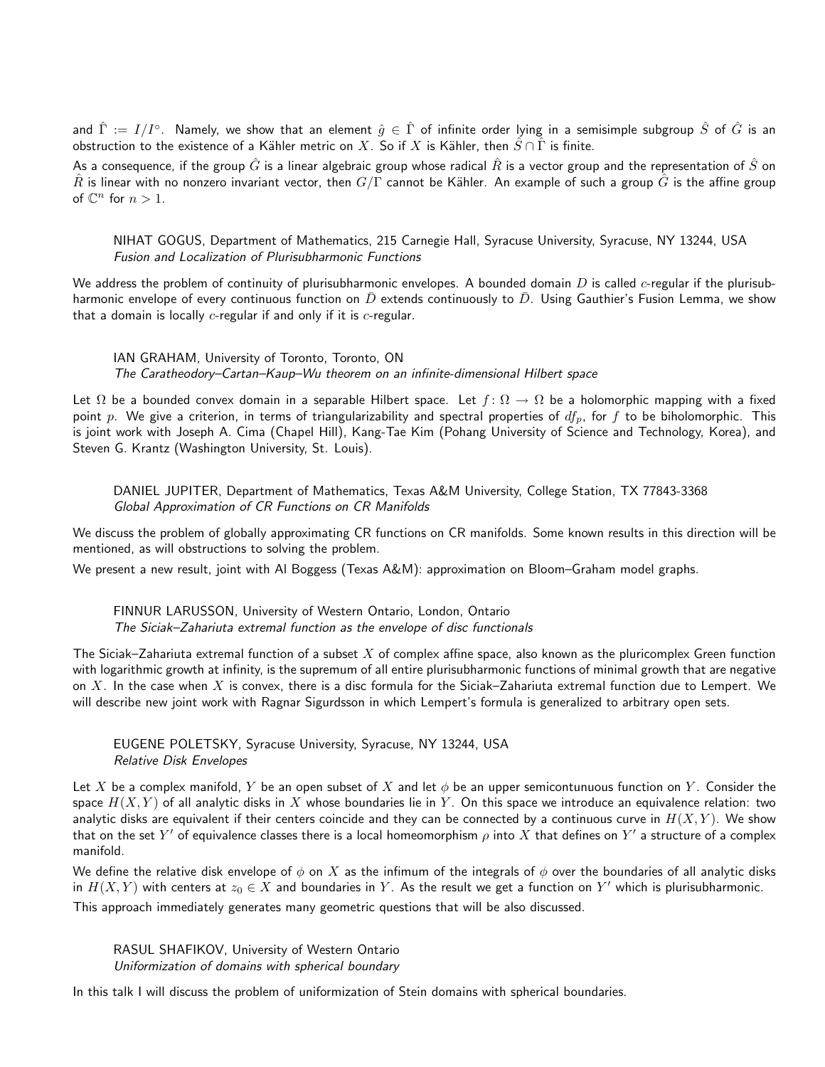and $\hat{\Gamma} := I/I^{\circ}$. Namely, we show that an element $\hat{g} \in \hat{\Gamma}$ of infinite order lying in a semisimple subgroup $\hat{S}$ of $\hat{G}$ is an obstruction to the existence of a Kähler metric on $X$. So if $X$ is Kähler, then $\hat{S} \cap \hat{\Gamma}$ is finite.

As a consequence, if the group $\hat{G}$ is a linear algebraic group whose radical $\hat{R}$ is a vector group and the representation of $\hat{S}$ on $\hat{R}$ is linear with no nonzero invariant vector, then $G/\Gamma$ cannot be Kähler. An example of such a group $\hat{G}$ is the affine group of $\mathbb{C}^n$ for $n > 1$.

NIHAT GOGUS, Department of Mathematics, 215 Carnegie Hall, Syracuse University, Syracuse, NY 13244, USA
*Fusion and Localization of Plurisubharmonic Functions*

We address the problem of continuity of plurisubharmonic envelopes. A bounded domain $D$ is called $c$-regular if the plurisubharmonic envelope of every continuous function on $\bar{D}$ extends continuously to $\bar{D}$. Using Gauthier's Fusion Lemma, we show that a domain is locally $c$-regular if and only if it is $c$-regular.

IAN GRAHAM, University of Toronto, Toronto, ON
*The Caratheodory–Cartan–Kaup–Wu theorem on an infinite-dimensional Hilbert space*

Let $\Omega$ be a bounded convex domain in a separable Hilbert space. Let $f \colon \Omega \to \Omega$ be a holomorphic mapping with a fixed point $p$. We give a criterion, in terms of triangularizability and spectral properties of $df_p$, for $f$ to be biholomorphic. This is joint work with Joseph A. Cima (Chapel Hill), Kang-Tae Kim (Pohang University of Science and Technology, Korea), and Steven G. Krantz (Washington University, St. Louis).

DANIEL JUPITER, Department of Mathematics, Texas A&M University, College Station, TX 77843-3368
*Global Approximation of CR Functions on CR Manifolds*

We discuss the problem of globally approximating CR functions on CR manifolds. Some known results in this direction will be mentioned, as will obstructions to solving the problem.

We present a new result, joint with Al Boggess (Texas A&M): approximation on Bloom–Graham model graphs.

FINNUR LARUSSON, University of Western Ontario, London, Ontario
*The Siciak–Zahariuta extremal function as the envelope of disc functionals*

The Siciak–Zahariuta extremal function of a subset $X$ of complex affine space, also known as the pluricomplex Green function with logarithmic growth at infinity, is the supremum of all entire plurisubharmonic functions of minimal growth that are negative on $X$. In the case when $X$ is convex, there is a disc formula for the Siciak–Zahariuta extremal function due to Lempert. We will describe new joint work with Ragnar Sigurdsson in which Lempert's formula is generalized to arbitrary open sets.

EUGENE POLETSKY, Syracuse University, Syracuse, NY 13244, USA
*Relative Disk Envelopes*

Let $X$ be a complex manifold, $Y$ be an open subset of $X$ and let $\phi$ be an upper semicontunuous function on $Y$. Consider the space $H(X,Y)$ of all analytic disks in $X$ whose boundaries lie in $Y$. On this space we introduce an equivalence relation: two analytic disks are equivalent if their centers coincide and they can be connected by a continuous curve in $H(X,Y)$. We show that on the set $Y'$ of equivalence classes there is a local homeomorphism $\rho$ into $X$ that defines on $Y'$ a structure of a complex manifold.

We define the relative disk envelope of $\phi$ on $X$ as the infimum of the integrals of $\phi$ over the boundaries of all analytic disks in $H(X,Y)$ with centers at $z_0 \in X$ and boundaries in $Y$. As the result we get a function on $Y'$ which is plurisubharmonic.

This approach immediately generates many geometric questions that will be also discussed.

RASUL SHAFIKOV, University of Western Ontario
*Uniformization of domains with spherical boundary*

In this talk I will discuss the problem of uniformization of Stein domains with spherical boundaries.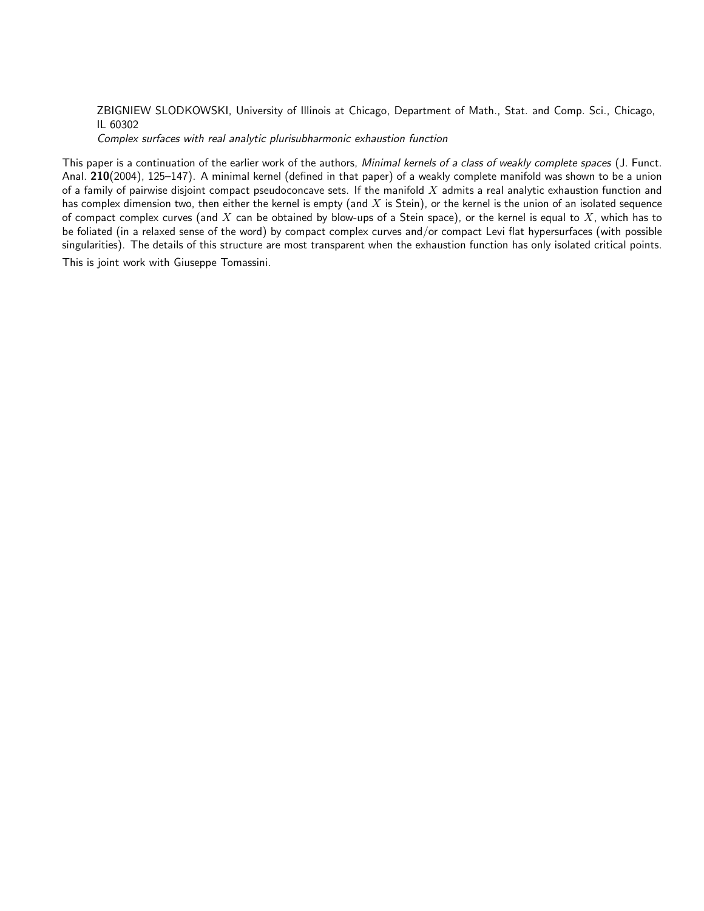ZBIGNIEW SLODKOWSKI, University of Illinois at Chicago, Department of Math., Stat. and Comp. Sci., Chicago, IL 60302

*Complex surfaces with real analytic plurisubharmonic exhaustion function*

This paper is a continuation of the earlier work of the authors, *Minimal kernels of a class of weakly complete spaces* (J. Funct. Anal. **210**(2004), 125–147). A minimal kernel (defined in that paper) of a weakly complete manifold was shown to be a union of a family of pairwise disjoint compact pseudoconcave sets. If the manifold $X$ admits a real analytic exhaustion function and has complex dimension two, then either the kernel is empty (and $X$ is Stein), or the kernel is the union of an isolated sequence of compact complex curves (and $X$ can be obtained by blow-ups of a Stein space), or the kernel is equal to $X$, which has to be foliated (in a relaxed sense of the word) by compact complex curves and/or compact Levi flat hypersurfaces (with possible singularities). The details of this structure are most transparent when the exhaustion function has only isolated critical points.

This is joint work with Giuseppe Tomassini.